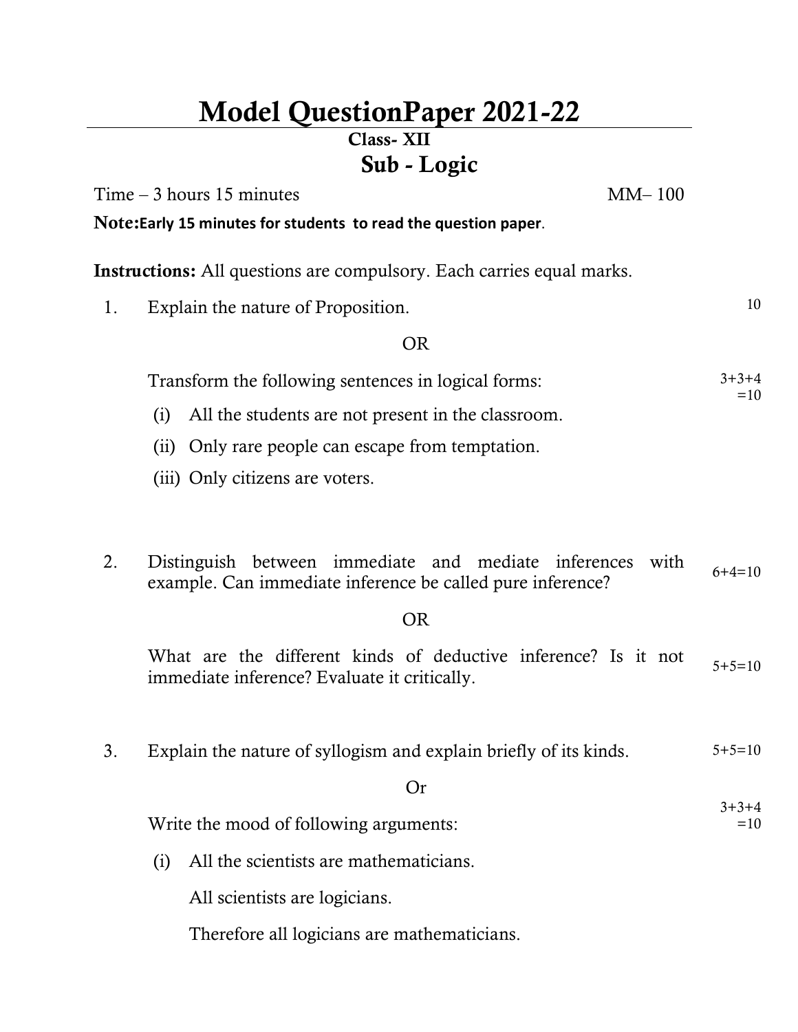# Model QuestionPaper 2021-22

**Class- XII**

## Sub - Logic

Time – 3 hours 15 minutes　　　　　　　　　　　　　　　　MM– 100

**Note:Early 15 minutes for students to read the question paper**.

**Instructions:** All questions are compulsory. Each carries equal marks.

1. Explain the nature of Proposition. 　　10

   OR

   Transform the following sentences in logical forms: 　　3+3+4 =10

   (i) All the students are not present in the classroom.

   (ii) Only rare people can escape from temptation.

   (iii) Only citizens are voters.

2. Distinguish between immediate and mediate inferences with example. Can immediate inference be called pure inference? 　　6+4=10

   OR

   What are the different kinds of deductive inference? Is it not immediate inference? Evaluate it critically. 　　5+5=10

3. Explain the nature of syllogism and explain briefly of its kinds. 　　5+5=10

   Or

   Write the mood of following arguments: 　　3+3+4 =10

   (i) All the scientists are mathematicians.

   All scientists are logicians.

   Therefore all logicians are mathematicians.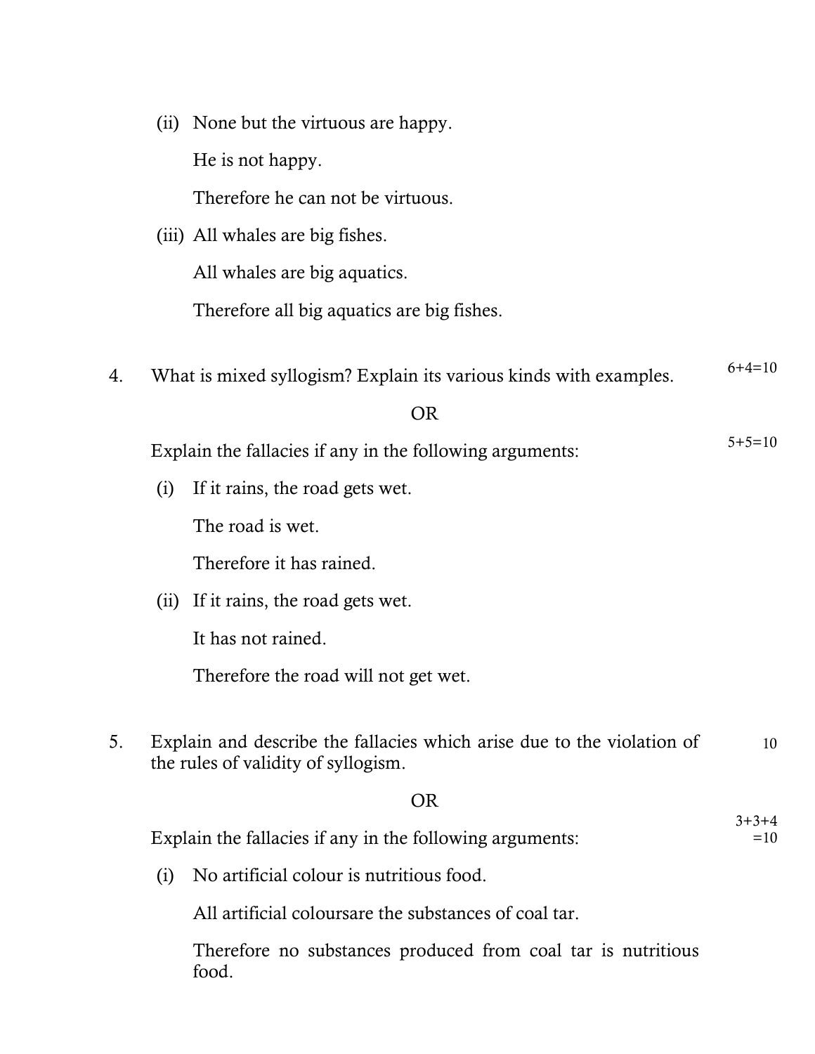(ii) None but the virtuous are happy.

He is not happy.

Therefore he can not be virtuous.

(iii) All whales are big fishes.

All whales are big aquatics.

Therefore all big aquatics are big fishes.

4. What is mixed syllogism? Explain its various kinds with examples. 6+4=10

OR

Explain the fallacies if any in the following arguments: 5+5=10

(i) If it rains, the road gets wet.

The road is wet.

Therefore it has rained.

(ii) If it rains, the road gets wet.

It has not rained.

Therefore the road will not get wet.

5. Explain and describe the fallacies which arise due to the violation of the rules of validity of syllogism. 10

OR

Explain the fallacies if any in the following arguments: 3+3+4 =10

(i) No artificial colour is nutritious food.

All artificial coloursare the substances of coal tar.

Therefore no substances produced from coal tar is nutritious food.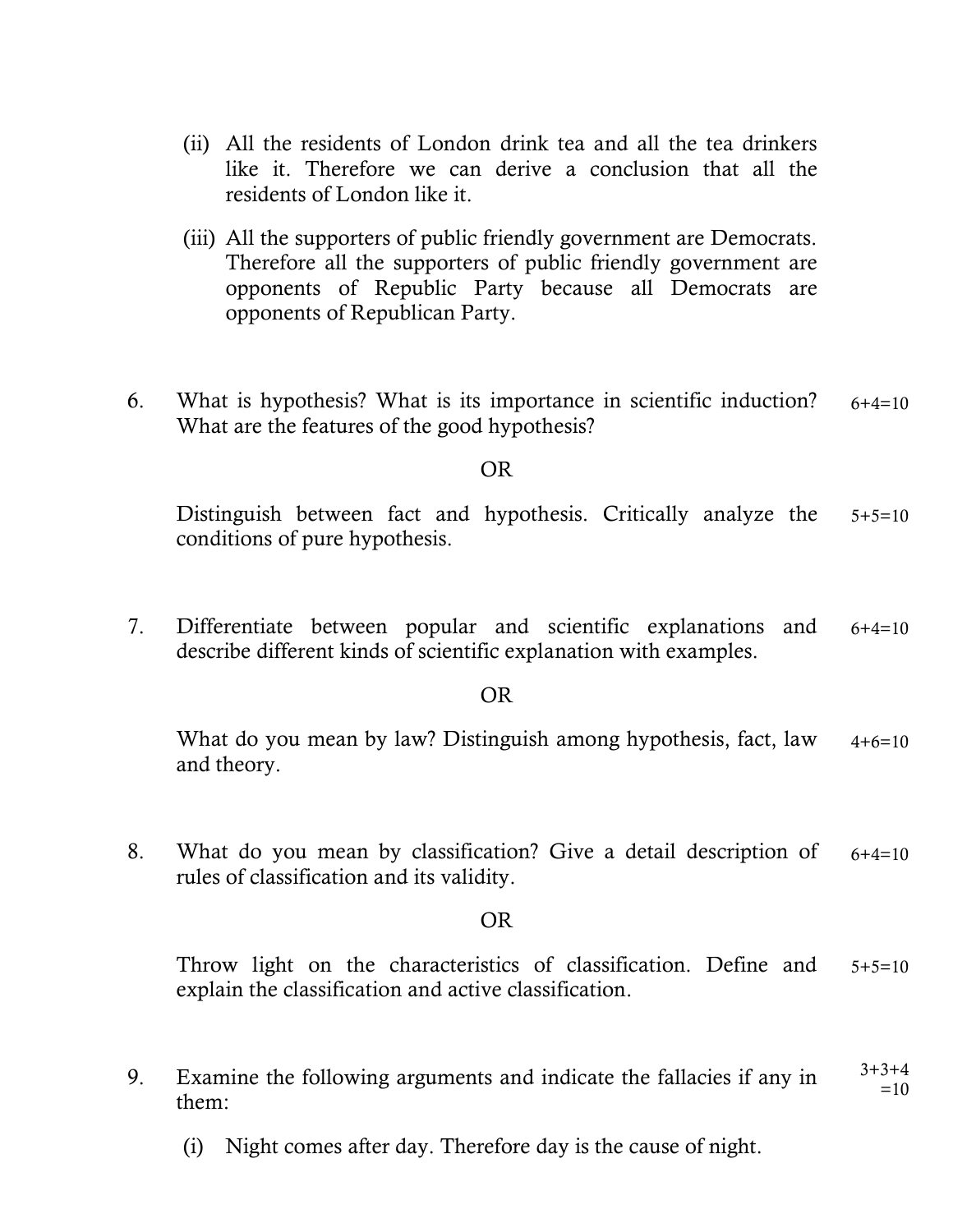(ii) All the residents of London drink tea and all the tea drinkers like it. Therefore we can derive a conclusion that all the residents of London like it.

(iii) All the supporters of public friendly government are Democrats. Therefore all the supporters of public friendly government are opponents of Republic Party because all Democrats are opponents of Republican Party.

6. What is hypothesis? What is its importance in scientific induction? What are the features of the good hypothesis? 6+4=10

OR

Distinguish between fact and hypothesis. Critically analyze the conditions of pure hypothesis. 5+5=10

7. Differentiate between popular and scientific explanations and describe different kinds of scientific explanation with examples. 6+4=10

OR

What do you mean by law? Distinguish among hypothesis, fact, law and theory. 4+6=10

8. What do you mean by classification? Give a detail description of rules of classification and its validity. 6+4=10

OR

Throw light on the characteristics of classification. Define and explain the classification and active classification. 5+5=10

9. Examine the following arguments and indicate the fallacies if any in them: 3+3+4 =10

(i) Night comes after day. Therefore day is the cause of night.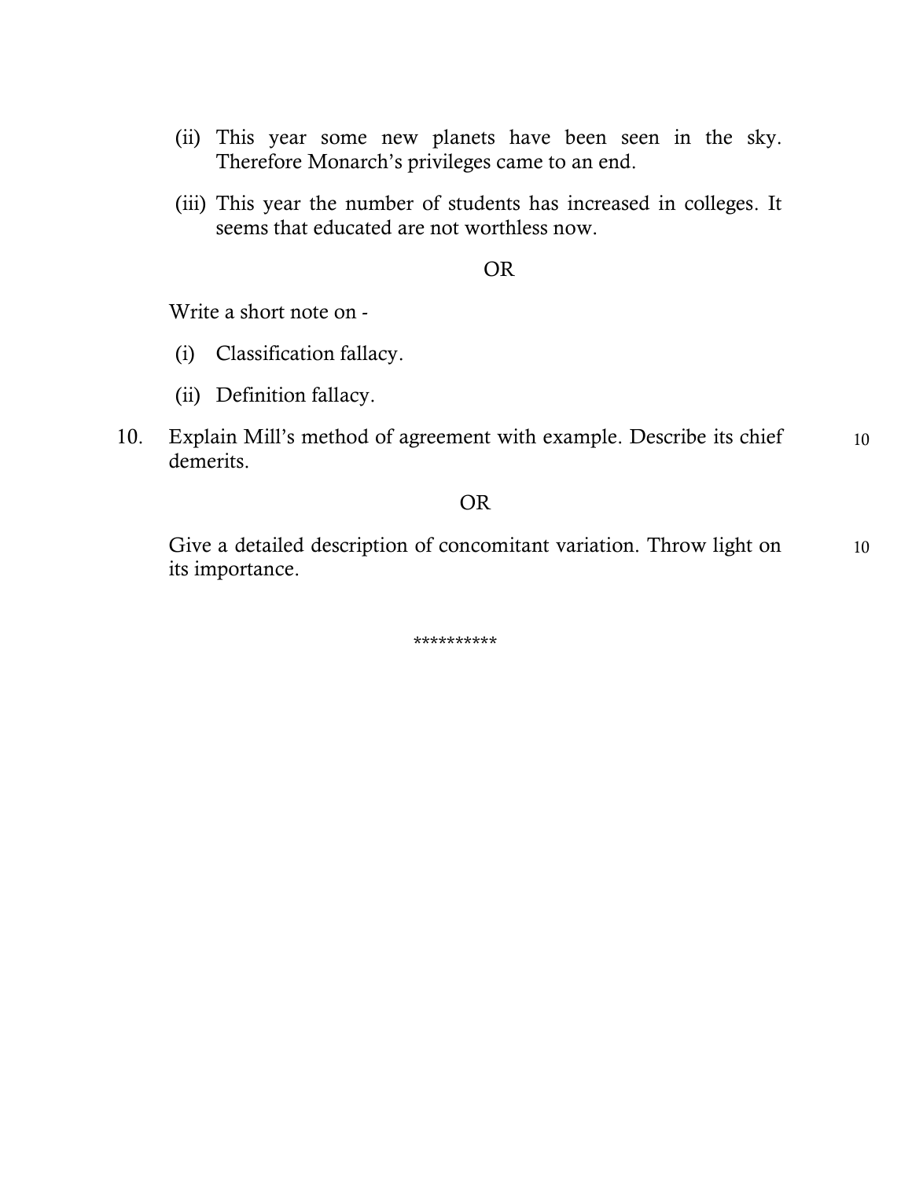(ii) This year some new planets have been seen in the sky. Therefore Monarch's privileges came to an end.

(iii) This year the number of students has increased in colleges. It seems that educated are not worthless now.

OR

Write a short note on -

(i) Classification fallacy.

(ii) Definition fallacy.

10. Explain Mill's method of agreement with example. Describe its chief demerits. 10

OR

Give a detailed description of concomitant variation. Throw light on its importance. 10

**********